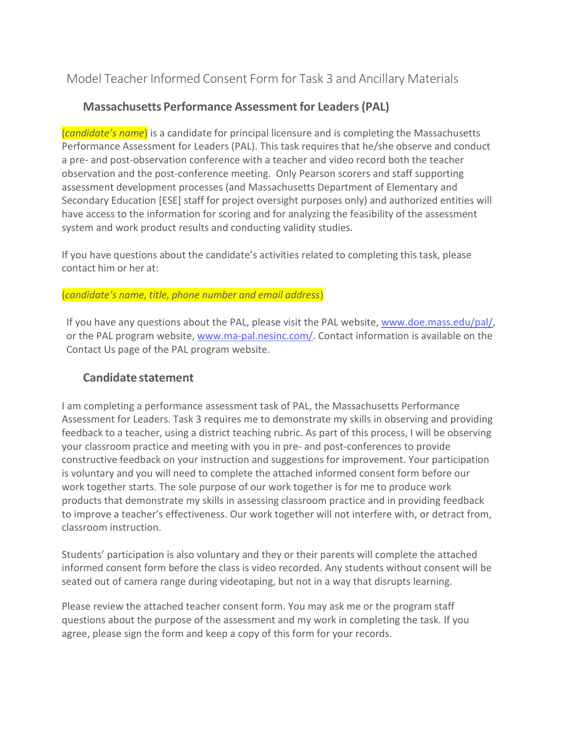# Model Teacher Informed Consent Form for Task 3 and Ancillary Materials

## Massachusetts Performance Assessment for Leaders (PAL)

(*candidate's name*) is a candidate for principal licensure and is completing the Massachusetts Performance Assessment for Leaders (PAL). This task requires that he/she observe and conduct a pre- and post-observation conference with a teacher and video record both the teacher observation and the post-conference meeting. Only Pearson scorers and staff supporting assessment development processes (and Massachusetts Department of Elementary and Secondary Education [ESE] staff for project oversight purposes only) and authorized entities will have access to the information for scoring and for analyzing the feasibility of the assessment system and work product results and conducting validity studies.

If you have questions about the candidate's activities related to completing this task, please contact him or her at:

(*candidate's name, title, phone number and email address*)

If you have any questions about the PAL, please visit the PAL website, www.doe.mass.edu/pal/, or the PAL program website, www.ma-pal.nesinc.com/. Contact information is available on the Contact Us page of the PAL program website.

## Candidate statement

I am completing a performance assessment task of PAL, the Massachusetts Performance Assessment for Leaders. Task 3 requires me to demonstrate my skills in observing and providing feedback to a teacher, using a district teaching rubric. As part of this process, I will be observing your classroom practice and meeting with you in pre- and post-conferences to provide constructive feedback on your instruction and suggestions for improvement. Your participation is voluntary and you will need to complete the attached informed consent form before our work together starts. The sole purpose of our work together is for me to produce work products that demonstrate my skills in assessing classroom practice and in providing feedback to improve a teacher's effectiveness. Our work together will not interfere with, or detract from, classroom instruction.

Students' participation is also voluntary and they or their parents will complete the attached informed consent form before the class is video recorded. Any students without consent will be seated out of camera range during videotaping, but not in a way that disrupts learning.

Please review the attached teacher consent form. You may ask me or the program staff questions about the purpose of the assessment and my work in completing the task. If you agree, please sign the form and keep a copy of this form for your records.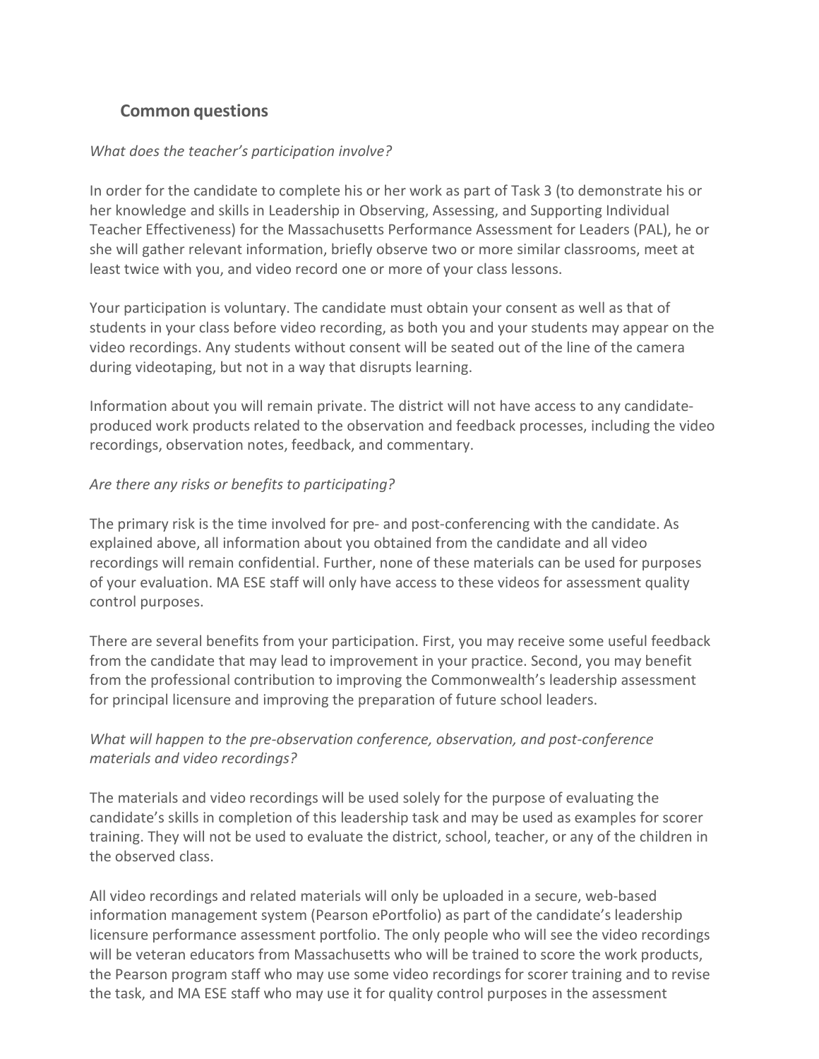## Common questions

*What does the teacher's participation involve?*

In order for the candidate to complete his or her work as part of Task 3 (to demonstrate his or her knowledge and skills in Leadership in Observing, Assessing, and Supporting Individual Teacher Effectiveness) for the Massachusetts Performance Assessment for Leaders (PAL), he or she will gather relevant information, briefly observe two or more similar classrooms, meet at least twice with you, and video record one or more of your class lessons.

Your participation is voluntary. The candidate must obtain your consent as well as that of students in your class before video recording, as both you and your students may appear on the video recordings. Any students without consent will be seated out of the line of the camera during videotaping, but not in a way that disrupts learning.

Information about you will remain private. The district will not have access to any candidate-produced work products related to the observation and feedback processes, including the video recordings, observation notes, feedback, and commentary.

*Are there any risks or benefits to participating?*

The primary risk is the time involved for pre- and post-conferencing with the candidate. As explained above, all information about you obtained from the candidate and all video recordings will remain confidential. Further, none of these materials can be used for purposes of your evaluation. MA ESE staff will only have access to these videos for assessment quality control purposes.

There are several benefits from your participation. First, you may receive some useful feedback from the candidate that may lead to improvement in your practice. Second, you may benefit from the professional contribution to improving the Commonwealth's leadership assessment for principal licensure and improving the preparation of future school leaders.

*What will happen to the pre-observation conference, observation, and post-conference materials and video recordings?*

The materials and video recordings will be used solely for the purpose of evaluating the candidate's skills in completion of this leadership task and may be used as examples for scorer training. They will not be used to evaluate the district, school, teacher, or any of the children in the observed class.

All video recordings and related materials will only be uploaded in a secure, web-based information management system (Pearson ePortfolio) as part of the candidate's leadership licensure performance assessment portfolio. The only people who will see the video recordings will be veteran educators from Massachusetts who will be trained to score the work products, the Pearson program staff who may use some video recordings for scorer training and to revise the task, and MA ESE staff who may use it for quality control purposes in the assessment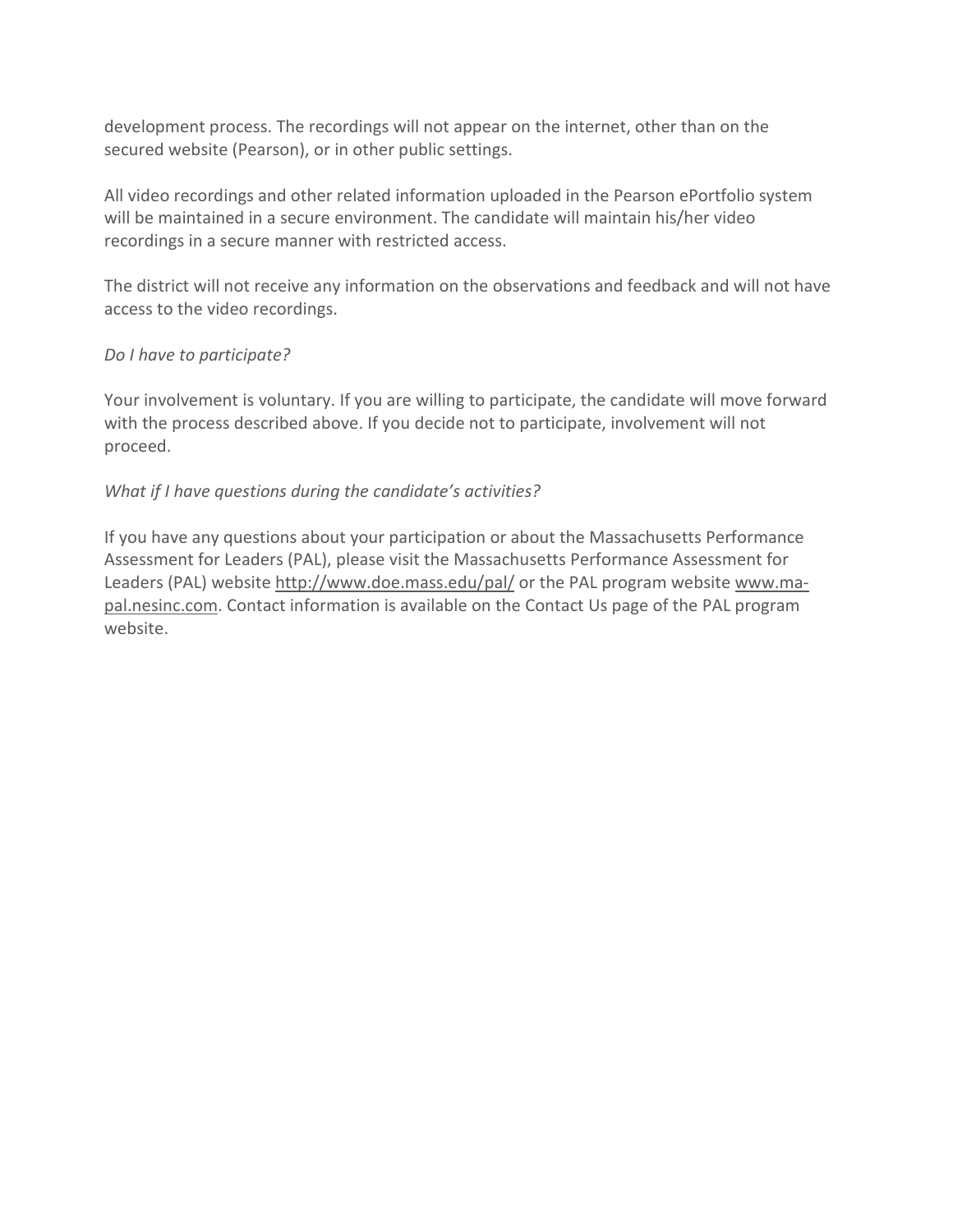development process. The recordings will not appear on the internet, other than on the secured website (Pearson), or in other public settings.

All video recordings and other related information uploaded in the Pearson ePortfolio system will be maintained in a secure environment. The candidate will maintain his/her video recordings in a secure manner with restricted access.

The district will not receive any information on the observations and feedback and will not have access to the video recordings.

*Do I have to participate?*

Your involvement is voluntary. If you are willing to participate, the candidate will move forward with the process described above. If you decide not to participate, involvement will not proceed.

*What if I have questions during the candidate's activities?*

If you have any questions about your participation or about the Massachusetts Performance Assessment for Leaders (PAL), please visit the Massachusetts Performance Assessment for Leaders (PAL) website http://www.doe.mass.edu/pal/ or the PAL program website www.ma-pal.nesinc.com. Contact information is available on the Contact Us page of the PAL program website.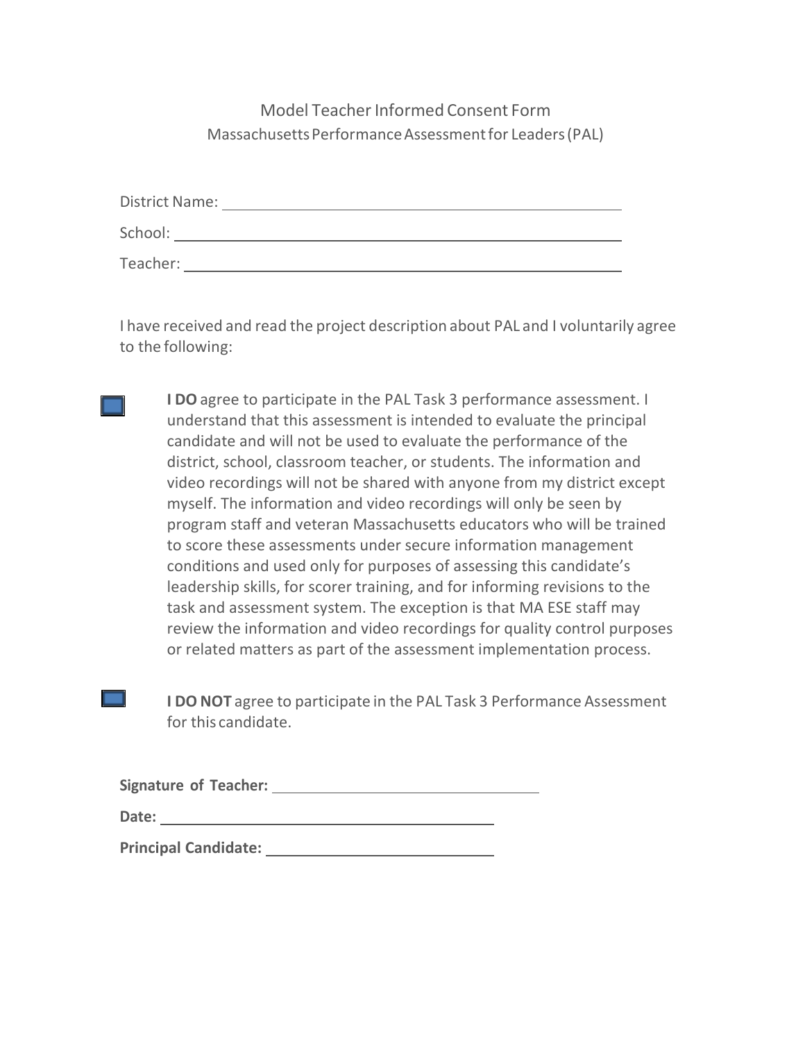# Model Teacher Informed Consent Form

## Massachusetts Performance Assessment for Leaders (PAL)

District Name: ______________________________

School: ______________________________

Teacher: ______________________________

I have received and read the project description about PAL and I voluntarily agree to the following:

☐ **I DO** agree to participate in the PAL Task 3 performance assessment. I understand that this assessment is intended to evaluate the principal candidate and will not be used to evaluate the performance of the district, school, classroom teacher, or students. The information and video recordings will not be shared with anyone from my district except myself. The information and video recordings will only be seen by program staff and veteran Massachusetts educators who will be trained to score these assessments under secure information management conditions and used only for purposes of assessing this candidate's leadership skills, for scorer training, and for informing revisions to the task and assessment system. The exception is that MA ESE staff may review the information and video recordings for quality control purposes or related matters as part of the assessment implementation process.

☐ **I DO NOT** agree to participate in the PAL Task 3 Performance Assessment for this candidate.

**Signature of Teacher:** ______________________________

**Date:** ______________________________

**Principal Candidate:** ______________________________